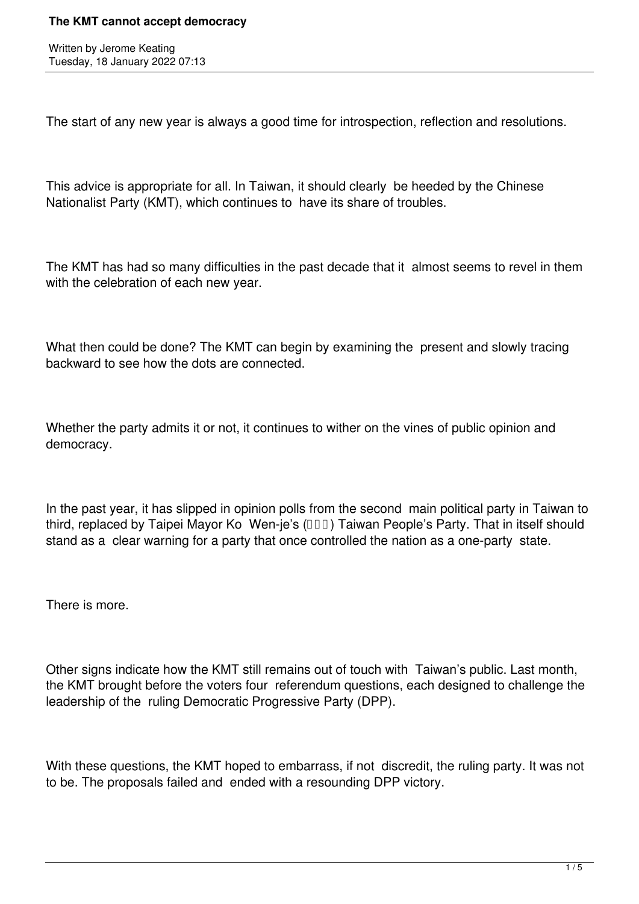# The KMT cannot accept democracy

Written by Jerome Keating
Tuesday, 18 January 2022 07:13

The start of any new year is always a good time for introspection, reflection and resolutions.

This advice is appropriate for all. In Taiwan, it should clearly be heeded by the Chinese Nationalist Party (KMT), which continues to have its share of troubles.

The KMT has had so many difficulties in the past decade that it almost seems to revel in them with the celebration of each new year.

What then could be done? The KMT can begin by examining the present and slowly tracing backward to see how the dots are connected.

Whether the party admits it or not, it continues to wither on the vines of public opinion and democracy.

In the past year, it has slipped in opinion polls from the second main political party in Taiwan to third, replaced by Taipei Mayor Ko Wen-je's (□□□) Taiwan People's Party. That in itself should stand as a clear warning for a party that once controlled the nation as a one-party state.

There is more.

Other signs indicate how the KMT still remains out of touch with Taiwan's public. Last month, the KMT brought before the voters four referendum questions, each designed to challenge the leadership of the ruling Democratic Progressive Party (DPP).

With these questions, the KMT hoped to embarrass, if not discredit, the ruling party. It was not to be. The proposals failed and ended with a resounding DPP victory.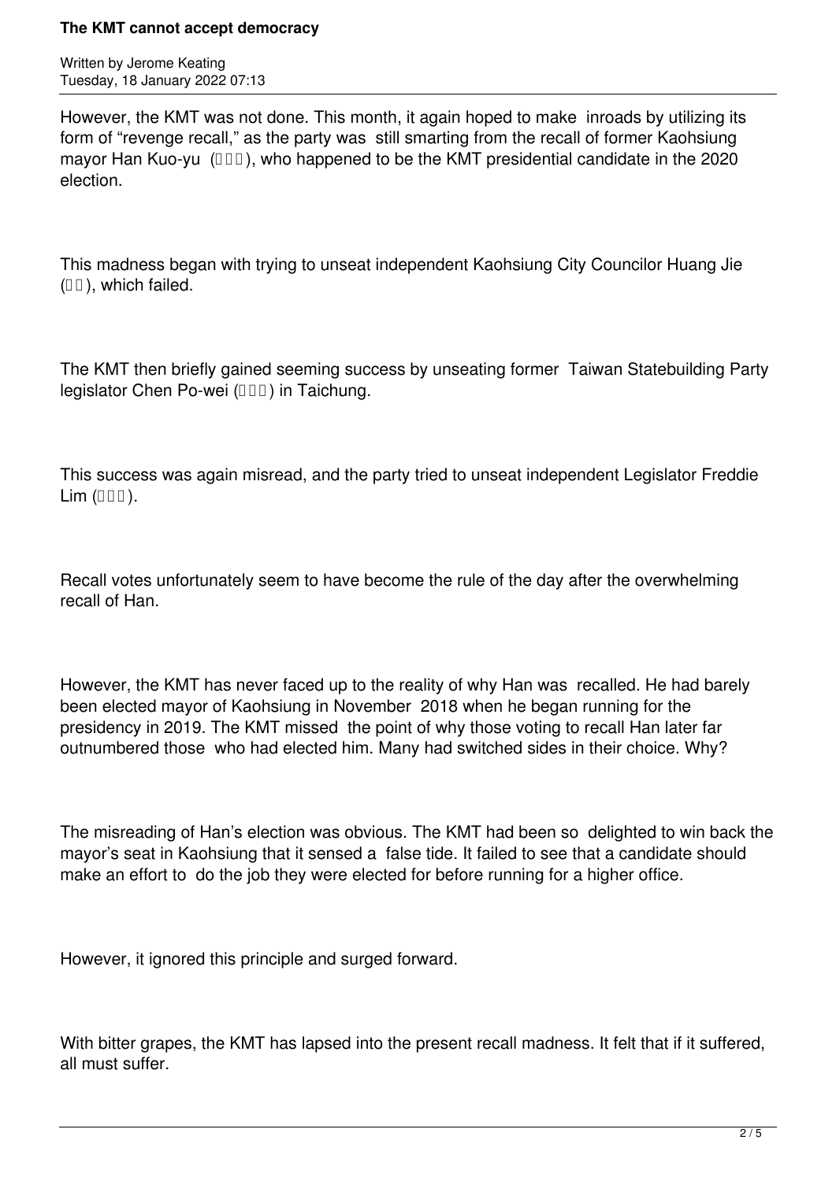However, the KMT was not done. This month, it again hoped to make inroads by utilizing its form of "revenge recall," as the party was still smarting from the recall of former Kaohsiung mayor Han Kuo-yu (□□□), who happened to be the KMT presidential candidate in the 2020 election.

This madness began with trying to unseat independent Kaohsiung City Councilor Huang Jie (□□), which failed.

The KMT then briefly gained seeming success by unseating former Taiwan Statebuilding Party legislator Chen Po-wei (□□□) in Taichung.

This success was again misread, and the party tried to unseat independent Legislator Freddie Lim (□□□).

Recall votes unfortunately seem to have become the rule of the day after the overwhelming recall of Han.

However, the KMT has never faced up to the reality of why Han was recalled. He had barely been elected mayor of Kaohsiung in November 2018 when he began running for the presidency in 2019. The KMT missed the point of why those voting to recall Han later far outnumbered those who had elected him. Many had switched sides in their choice. Why?

The misreading of Han's election was obvious. The KMT had been so delighted to win back the mayor's seat in Kaohsiung that it sensed a false tide. It failed to see that a candidate should make an effort to do the job they were elected for before running for a higher office.

However, it ignored this principle and surged forward.

With bitter grapes, the KMT has lapsed into the present recall madness. It felt that if it suffered, all must suffer.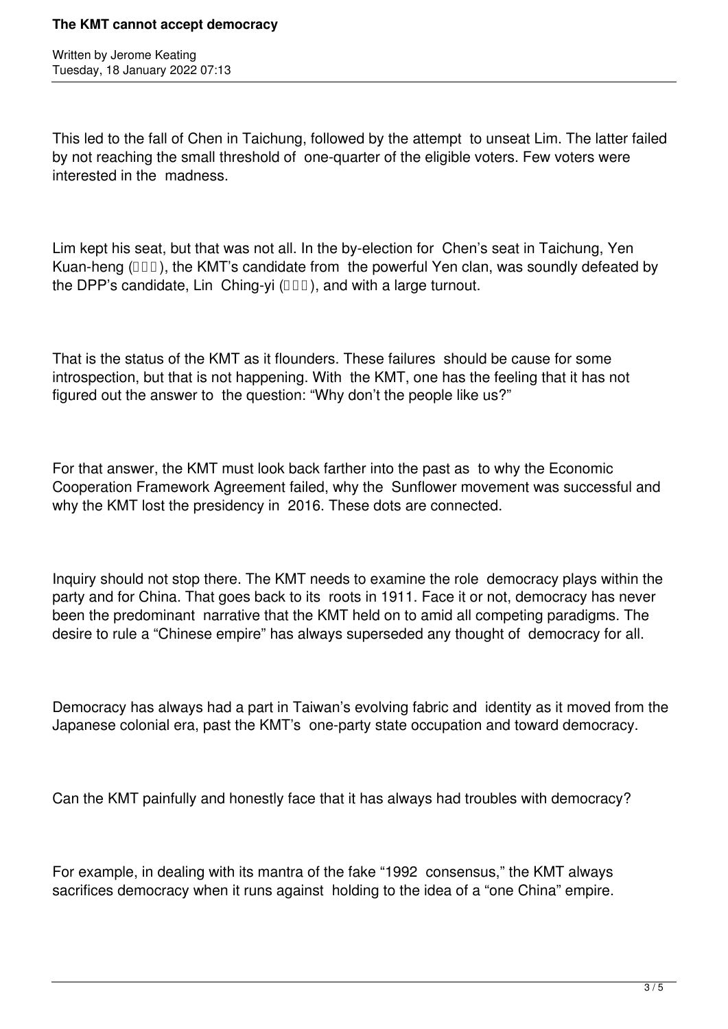This led to the fall of Chen in Taichung, followed by the attempt to unseat Lim. The latter failed by not reaching the small threshold of one-quarter of the eligible voters. Few voters were interested in the madness.

Lim kept his seat, but that was not all. In the by-election for Chen's seat in Taichung, Yen Kuan-heng (□□□), the KMT's candidate from the powerful Yen clan, was soundly defeated by the DPP's candidate, Lin Ching-yi (□□□), and with a large turnout.

That is the status of the KMT as it flounders. These failures should be cause for some introspection, but that is not happening. With the KMT, one has the feeling that it has not figured out the answer to the question: "Why don't the people like us?"

For that answer, the KMT must look back farther into the past as to why the Economic Cooperation Framework Agreement failed, why the Sunflower movement was successful and why the KMT lost the presidency in 2016. These dots are connected.

Inquiry should not stop there. The KMT needs to examine the role democracy plays within the party and for China. That goes back to its roots in 1911. Face it or not, democracy has never been the predominant narrative that the KMT held on to amid all competing paradigms. The desire to rule a "Chinese empire" has always superseded any thought of democracy for all.

Democracy has always had a part in Taiwan's evolving fabric and identity as it moved from the Japanese colonial era, past the KMT's one-party state occupation and toward democracy.

Can the KMT painfully and honestly face that it has always had troubles with democracy?

For example, in dealing with its mantra of the fake "1992 consensus," the KMT always sacrifices democracy when it runs against holding to the idea of a "one China" empire.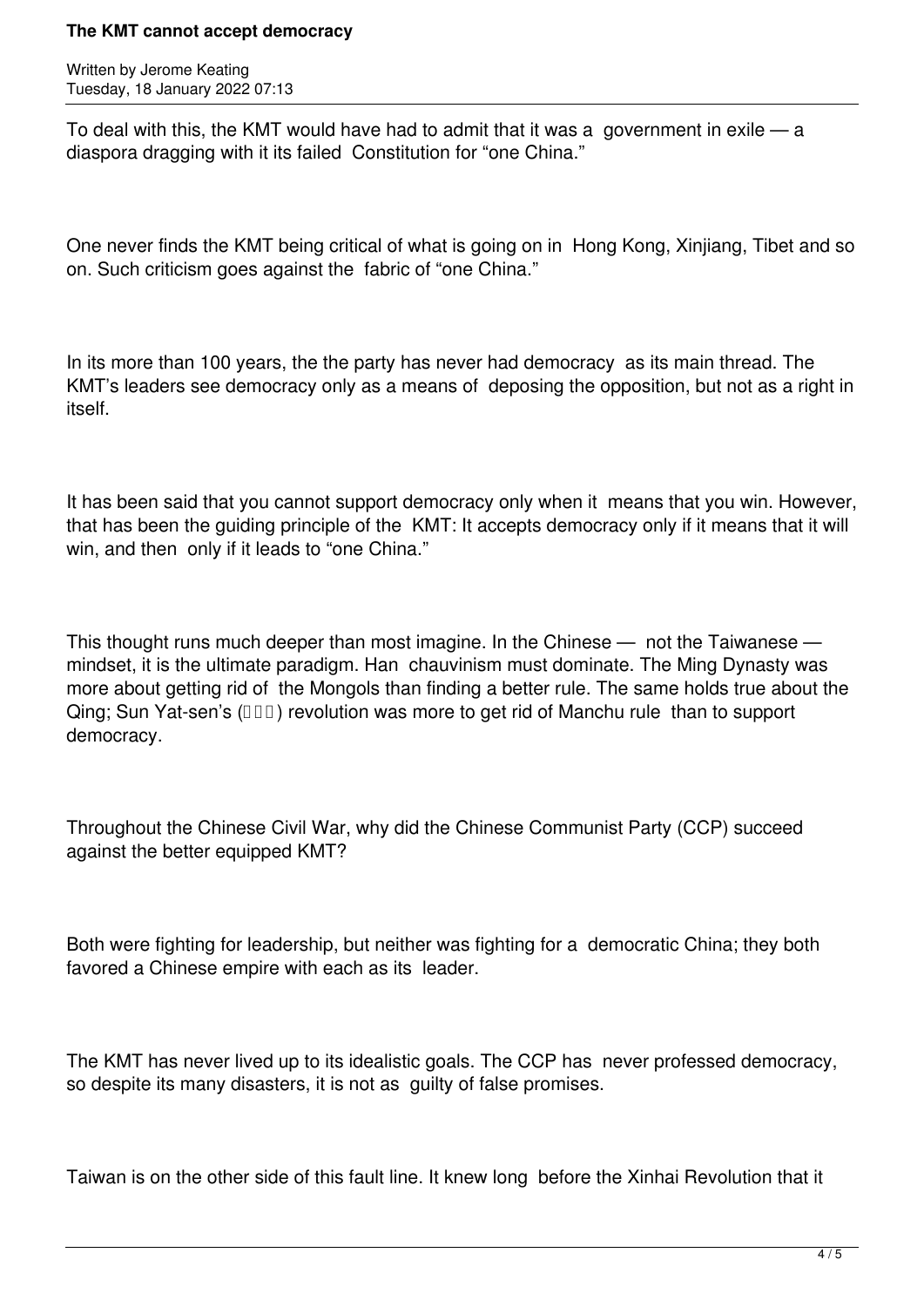To deal with this, the KMT would have had to admit that it was a government in exile — a diaspora dragging with it its failed Constitution for "one China."

One never finds the KMT being critical of what is going on in Hong Kong, Xinjiang, Tibet and so on. Such criticism goes against the fabric of "one China."

In its more than 100 years, the the party has never had democracy as its main thread. The KMT's leaders see democracy only as a means of deposing the opposition, but not as a right in itself.

It has been said that you cannot support democracy only when it means that you win. However, that has been the guiding principle of the KMT: It accepts democracy only if it means that it will win, and then only if it leads to "one China."

This thought runs much deeper than most imagine. In the Chinese — not the Taiwanese — mindset, it is the ultimate paradigm. Han chauvinism must dominate. The Ming Dynasty was more about getting rid of the Mongols than finding a better rule. The same holds true about the Qing; Sun Yat-sen's (□□□) revolution was more to get rid of Manchu rule than to support democracy.

Throughout the Chinese Civil War, why did the Chinese Communist Party (CCP) succeed against the better equipped KMT?

Both were fighting for leadership, but neither was fighting for a democratic China; they both favored a Chinese empire with each as its leader.

The KMT has never lived up to its idealistic goals. The CCP has never professed democracy, so despite its many disasters, it is not as guilty of false promises.

Taiwan is on the other side of this fault line. It knew long before the Xinhai Revolution that it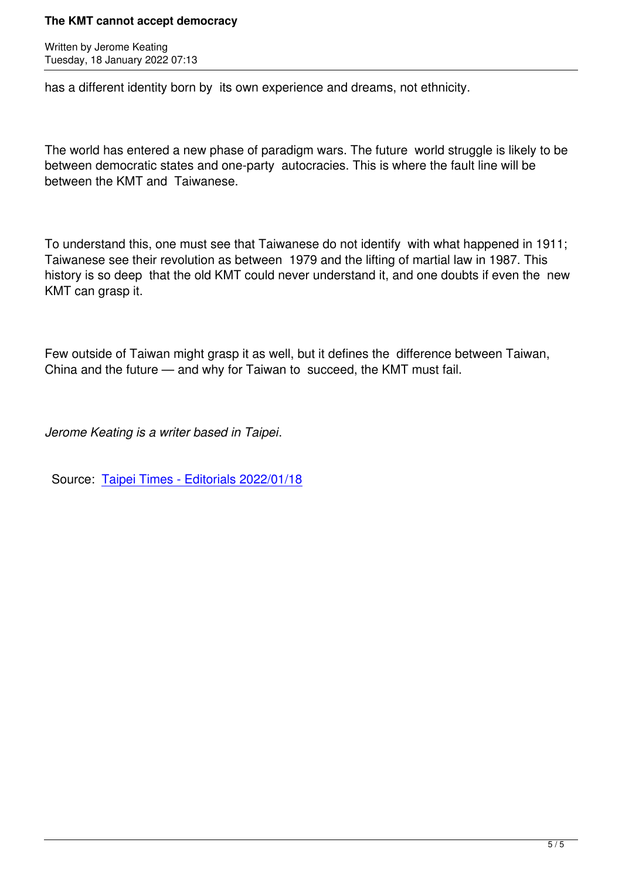has a different identity born by its own experience and dreams, not ethnicity.

The world has entered a new phase of paradigm wars. The future world struggle is likely to be between democratic states and one-party autocracies. This is where the fault line will be between the KMT and Taiwanese.

To understand this, one must see that Taiwanese do not identify with what happened in 1911; Taiwanese see their revolution as between 1979 and the lifting of martial law in 1987. This history is so deep that the old KMT could never understand it, and one doubts if even the new KMT can grasp it.

Few outside of Taiwan might grasp it as well, but it defines the difference between Taiwan, China and the future — and why for Taiwan to succeed, the KMT must fail.

*Jerome Keating is a writer based in Taipei*.

Source: [Taipei Times - Editorials 2022/01/18]